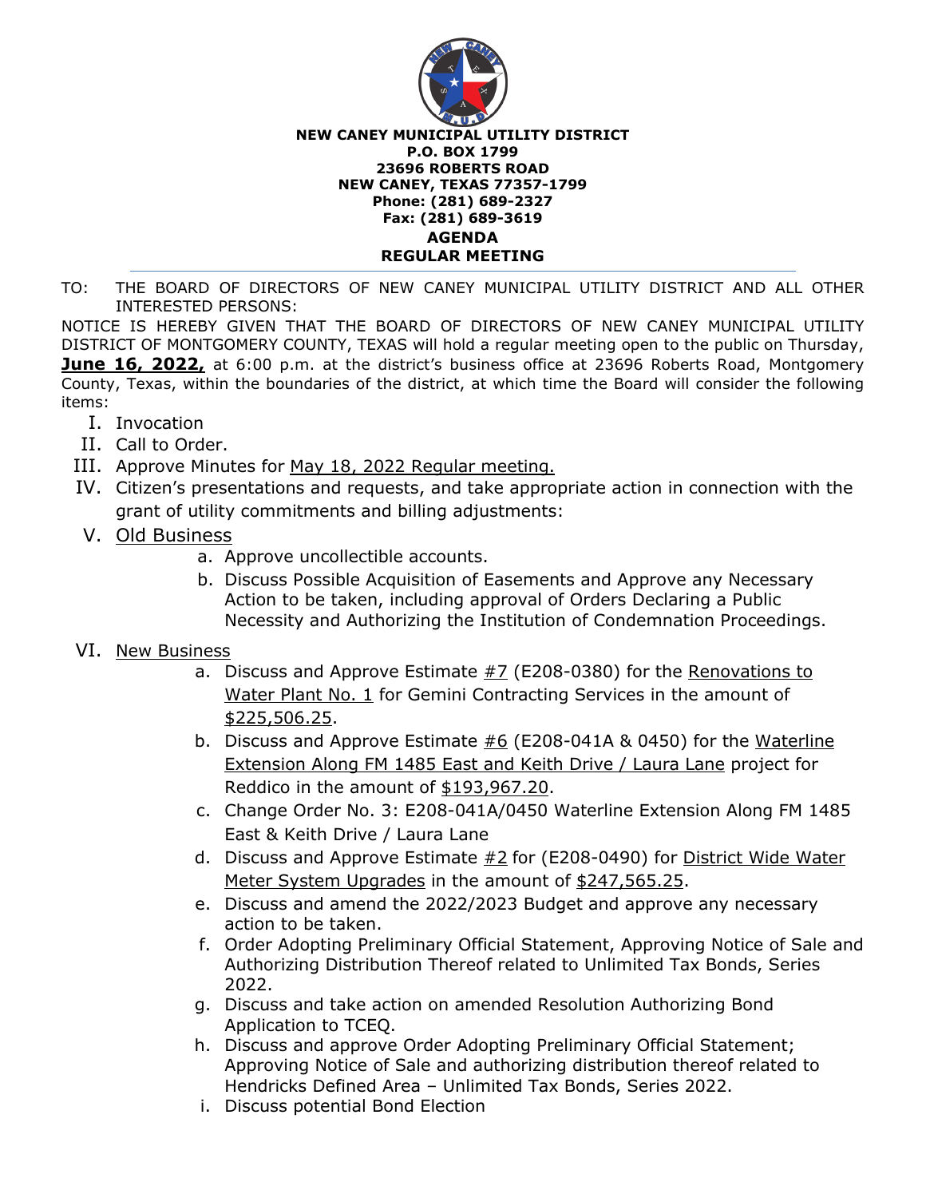**NEW CANEY MUNICIPAL UTILITY DISTRICT**
**P.O. BOX 1799**
**23696 ROBERTS ROAD**
**NEW CANEY, TEXAS 77357-1799**
**Phone: (281) 689-2327**
**Fax: (281) 689-3619**

# AGENDA
## REGULAR MEETING

---

TO: THE BOARD OF DIRECTORS OF NEW CANEY MUNICIPAL UTILITY DISTRICT AND ALL OTHER INTERESTED PERSONS:

NOTICE IS HEREBY GIVEN THAT THE BOARD OF DIRECTORS OF NEW CANEY MUNICIPAL UTILITY DISTRICT OF MONTGOMERY COUNTY, TEXAS will hold a regular meeting open to the public on Thursday, **June 16, 2022,** at 6:00 p.m. at the district's business office at 23696 Roberts Road, Montgomery County, Texas, within the boundaries of the district, at which time the Board will consider the following items:

I. Invocation

II. Call to Order.

III. Approve Minutes for May 18, 2022 Regular meeting.

IV. Citizen's presentations and requests, and take appropriate action in connection with the grant of utility commitments and billing adjustments:

V. Old Business

   a. Approve uncollectible accounts.
   b. Discuss Possible Acquisition of Easements and Approve any Necessary Action to be taken, including approval of Orders Declaring a Public Necessity and Authorizing the Institution of Condemnation Proceedings.

VI. New Business

   a. Discuss and Approve Estimate #7 (E208-0380) for the Renovations to Water Plant No. 1 for Gemini Contracting Services in the amount of $225,506.25.
   b. Discuss and Approve Estimate #6 (E208-041A & 0450) for the Waterline Extension Along FM 1485 East and Keith Drive / Laura Lane project for Reddico in the amount of $193,967.20.
   c. Change Order No. 3: E208-041A/0450 Waterline Extension Along FM 1485 East & Keith Drive / Laura Lane
   d. Discuss and Approve Estimate #2 for (E208-0490) for District Wide Water Meter System Upgrades in the amount of $247,565.25.
   e. Discuss and amend the 2022/2023 Budget and approve any necessary action to be taken.
   f. Order Adopting Preliminary Official Statement, Approving Notice of Sale and Authorizing Distribution Thereof related to Unlimited Tax Bonds, Series 2022.
   g. Discuss and take action on amended Resolution Authorizing Bond Application to TCEQ.
   h. Discuss and approve Order Adopting Preliminary Official Statement; Approving Notice of Sale and authorizing distribution thereof related to Hendricks Defined Area – Unlimited Tax Bonds, Series 2022.
   i. Discuss potential Bond Election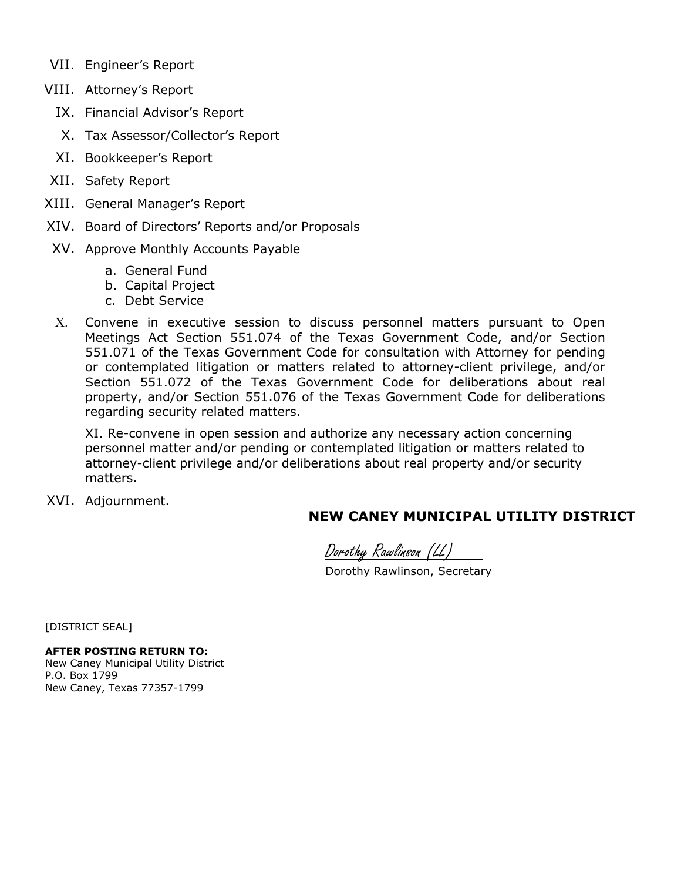VII. Engineer's Report

VIII. Attorney's Report

IX. Financial Advisor's Report

X. Tax Assessor/Collector's Report

XI. Bookkeeper's Report

XII. Safety Report

XIII. General Manager's Report

XIV. Board of Directors' Reports and/or Proposals

XV. Approve Monthly Accounts Payable

a. General Fund
b. Capital Project
c. Debt Service

X. Convene in executive session to discuss personnel matters pursuant to Open Meetings Act Section 551.074 of the Texas Government Code, and/or Section 551.071 of the Texas Government Code for consultation with Attorney for pending or contemplated litigation or matters related to attorney-client privilege, and/or Section 551.072 of the Texas Government Code for deliberations about real property, and/or Section 551.076 of the Texas Government Code for deliberations regarding security related matters.

XI. Re-convene in open session and authorize any necessary action concerning personnel matter and/or pending or contemplated litigation or matters related to attorney-client privilege and/or deliberations about real property and/or security matters.

XVI. Adjournment.

**NEW CANEY MUNICIPAL UTILITY DISTRICT**

Dorothy Rawlinson (LL)

Dorothy Rawlinson, Secretary

[DISTRICT SEAL]

**AFTER POSTING RETURN TO:**
New Caney Municipal Utility District
P.O. Box 1799
New Caney, Texas 77357-1799